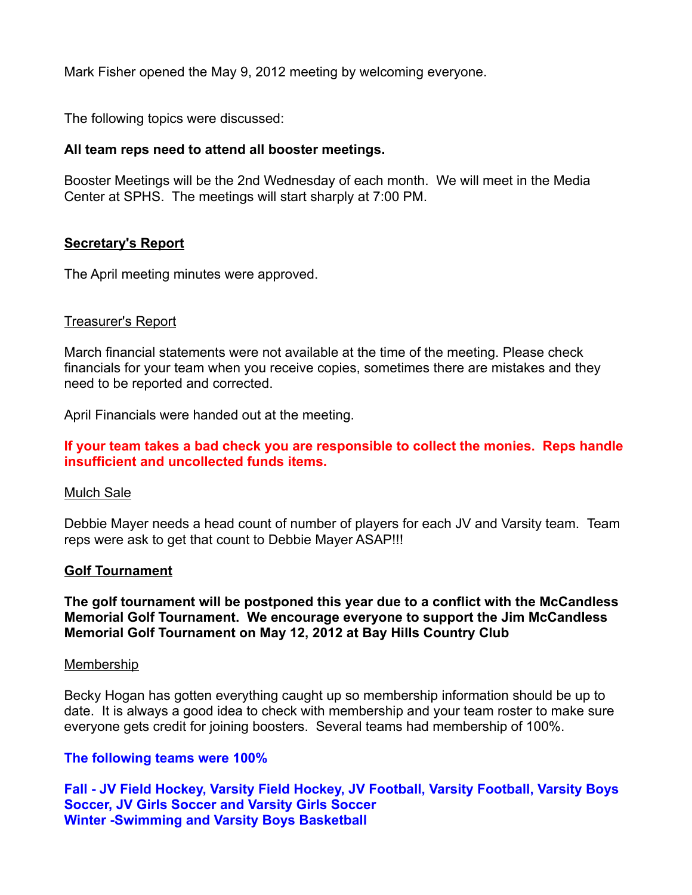Mark Fisher opened the May 9, 2012 meeting by welcoming everyone.

The following topics were discussed:

**All team reps need to attend all booster meetings.**

Booster Meetings will be the 2nd Wednesday of each month. We will meet in the Media Center at SPHS. The meetings will start sharply at 7:00 PM.

**Secretary's Report**

The April meeting minutes were approved.

Treasurer's Report

March financial statements were not available at the time of the meeting. Please check financials for your team when you receive copies, sometimes there are mistakes and they need to be reported and corrected.

April Financials were handed out at the meeting.

**If your team takes a bad check you are responsible to collect the monies. Reps handle insufficient and uncollected funds items.**

Mulch Sale

Debbie Mayer needs a head count of number of players for each JV and Varsity team. Team reps were ask to get that count to Debbie Mayer ASAP!!!

**Golf Tournament**

**The golf tournament will be postponed this year due to a conflict with the McCandless Memorial Golf Tournament. We encourage everyone to support the Jim McCandless Memorial Golf Tournament on May 12, 2012 at Bay Hills Country Club**

Membership

Becky Hogan has gotten everything caught up so membership information should be up to date. It is always a good idea to check with membership and your team roster to make sure everyone gets credit for joining boosters. Several teams had membership of 100%.

**The following teams were 100%**

**Fall - JV Field Hockey, Varsity Field Hockey, JV Football, Varsity Football, Varsity Boys Soccer, JV Girls Soccer and Varsity Girls Soccer**
**Winter -Swimming and Varsity Boys Basketball**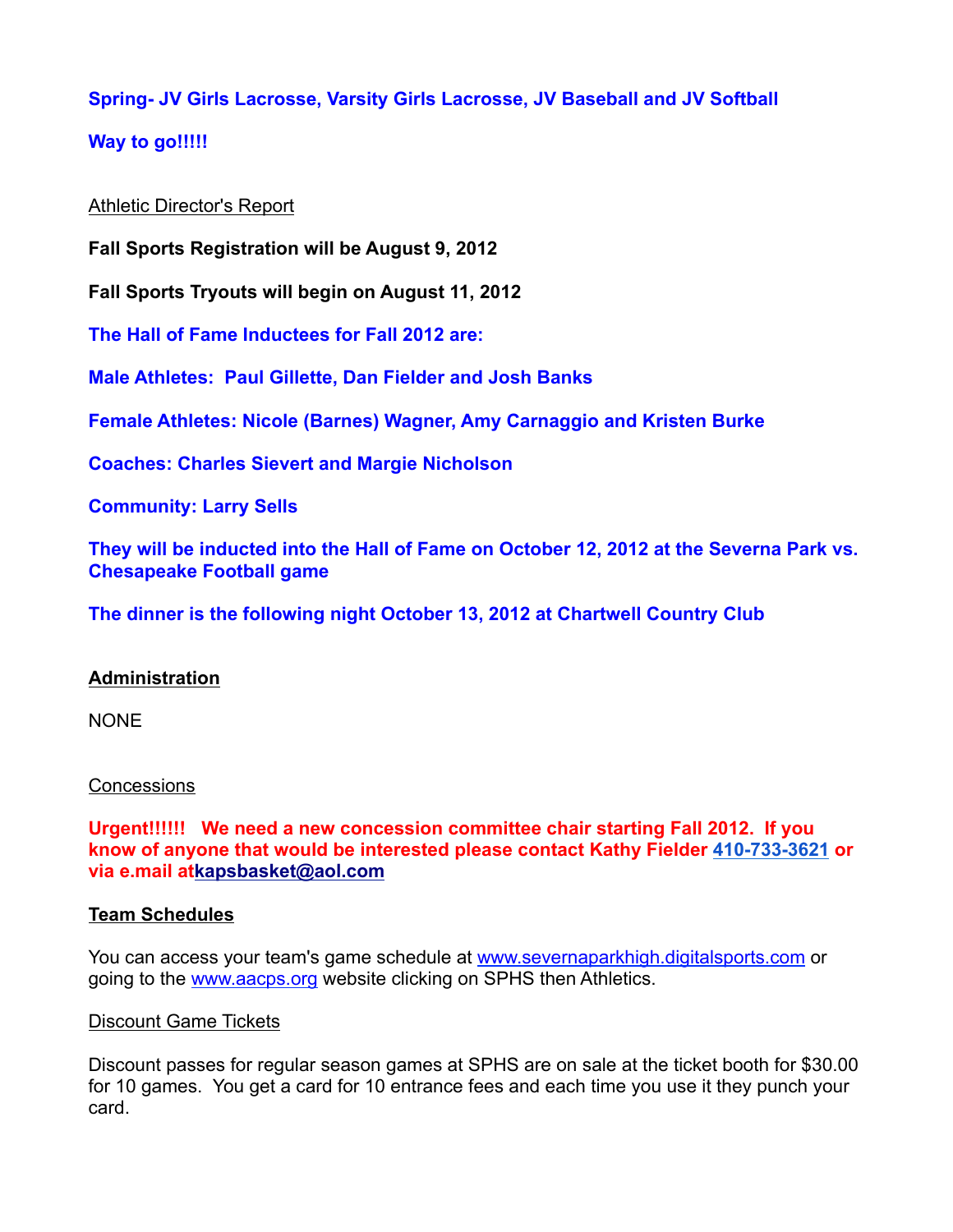**Spring- JV Girls Lacrosse, Varsity Girls Lacrosse, JV Baseball and JV Softball**

**Way to go!!!!!**

Athletic Director's Report

**Fall Sports Registration will be August 9, 2012**

**Fall Sports Tryouts will begin on August 11, 2012**

**The Hall of Fame Inductees for Fall 2012 are:**

**Male Athletes: Paul Gillette, Dan Fielder and Josh Banks**

**Female Athletes: Nicole (Barnes) Wagner, Amy Carnaggio and Kristen Burke**

**Coaches: Charles Sievert and Margie Nicholson**

**Community: Larry Sells**

**They will be inducted into the Hall of Fame on October 12, 2012 at the Severna Park vs. Chesapeake Football game**

**The dinner is the following night October 13, 2012 at Chartwell Country Club**

**Administration**

NONE

Concessions

**Urgent!!!!!! We need a new concession committee chair starting Fall 2012. If you know of anyone that would be interested please contact Kathy Fielder 410-733-3621 or via e.mail atkapsbasket@aol.com**

**Team Schedules**

You can access your team's game schedule at www.severnaparkhigh.digitalsports.com or going to the www.aacps.org website clicking on SPHS then Athletics.

Discount Game Tickets

Discount passes for regular season games at SPHS are on sale at the ticket booth for $30.00 for 10 games. You get a card for 10 entrance fees and each time you use it they punch your card.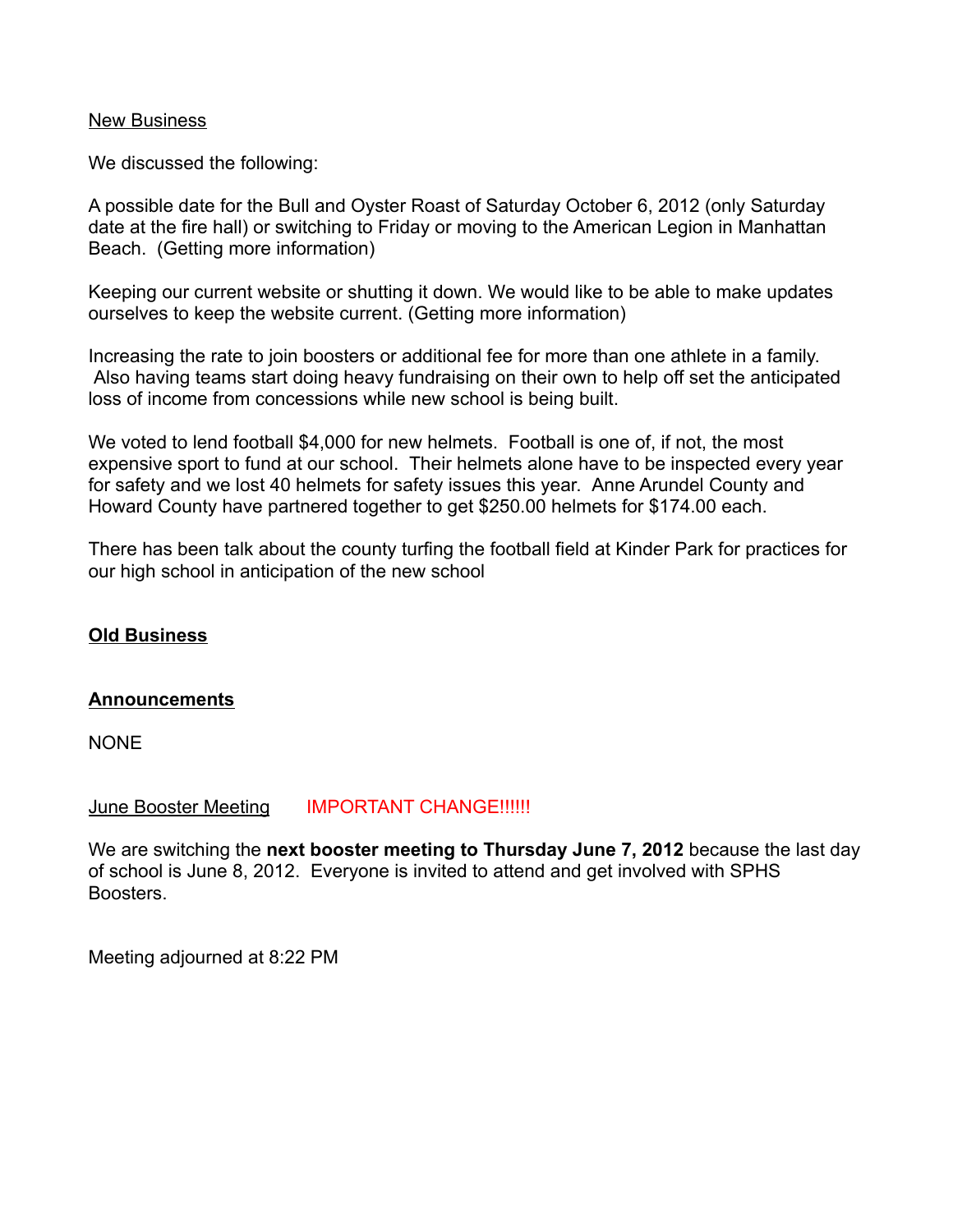New Business

We discussed the following:

A possible date for the Bull and Oyster Roast of Saturday October 6, 2012 (only Saturday date at the fire hall) or switching to Friday or moving to the American Legion in Manhattan Beach. (Getting more information)

Keeping our current website or shutting it down. We would like to be able to make updates ourselves to keep the website current. (Getting more information)

Increasing the rate to join boosters or additional fee for more than one athlete in a family. Also having teams start doing heavy fundraising on their own to help off set the anticipated loss of income from concessions while new school is being built.

We voted to lend football $4,000 for new helmets. Football is one of, if not, the most expensive sport to fund at our school. Their helmets alone have to be inspected every year for safety and we lost 40 helmets for safety issues this year. Anne Arundel County and Howard County have partnered together to get $250.00 helmets for $174.00 each.

There has been talk about the county turfing the football field at Kinder Park for practices for our high school in anticipation of the new school

**Old Business**

**Announcements**

NONE

June Booster Meeting IMPORTANT CHANGE!!!!!!

We are switching the **next booster meeting to Thursday June 7, 2012** because the last day of school is June 8, 2012. Everyone is invited to attend and get involved with SPHS Boosters.

Meeting adjourned at 8:22 PM